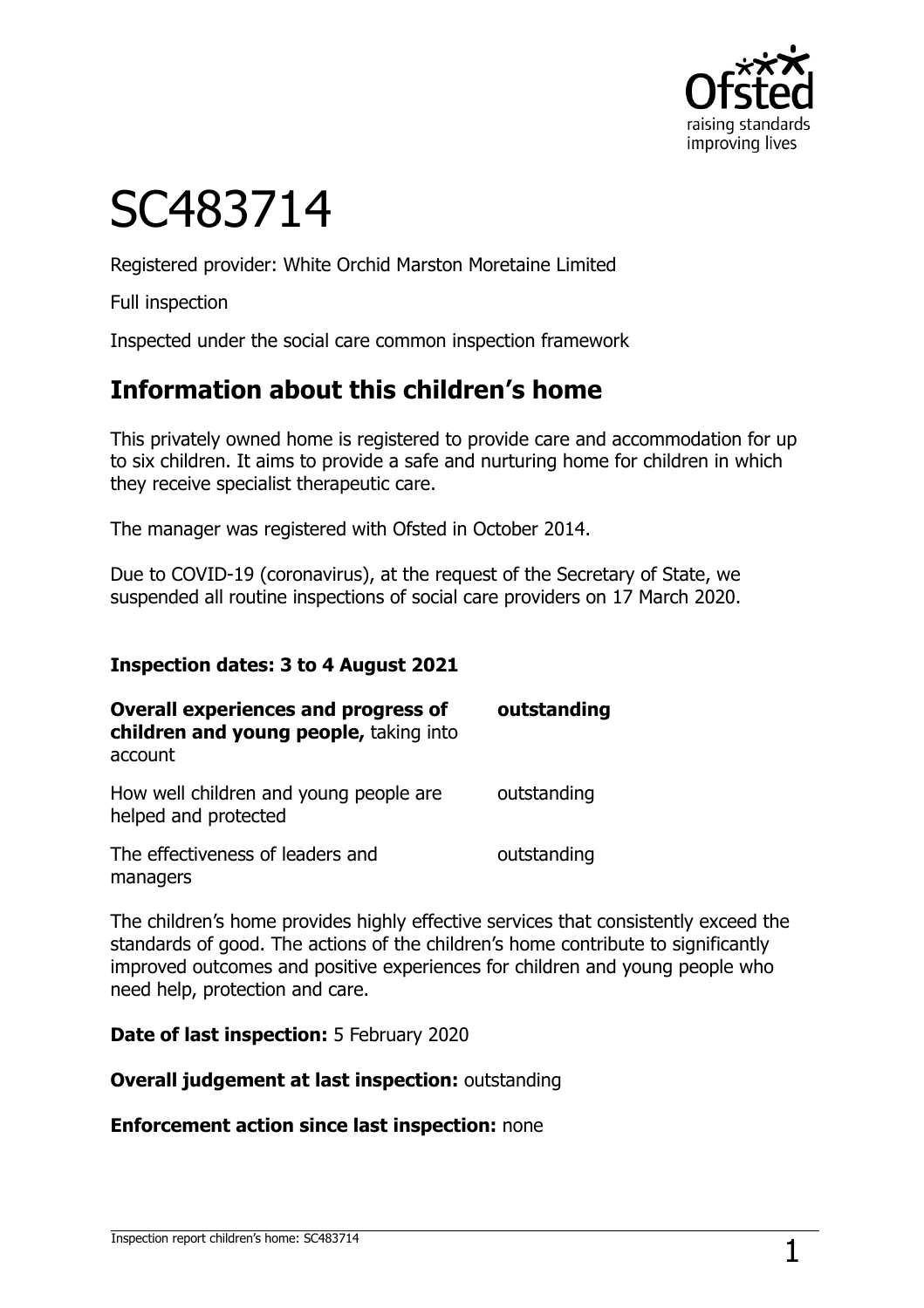# SC483714

Registered provider: White Orchid Marston Moretaine Limited

Full inspection

Inspected under the social care common inspection framework

## Information about this children's home

This privately owned home is registered to provide care and accommodation for up to six children. It aims to provide a safe and nurturing home for children in which they receive specialist therapeutic care.

The manager was registered with Ofsted in October 2014.

Due to COVID-19 (coronavirus), at the request of the Secretary of State, we suspended all routine inspections of social care providers on 17 March 2020.

**Inspection dates: 3 to 4 August 2021**

| | |
|---|---|
| **Overall experiences and progress of children and young people,** taking into account | **outstanding** |
| How well children and young people are helped and protected | outstanding |
| The effectiveness of leaders and managers | outstanding |

The children's home provides highly effective services that consistently exceed the standards of good. The actions of the children's home contribute to significantly improved outcomes and positive experiences for children and young people who need help, protection and care.

**Date of last inspection:** 5 February 2020

**Overall judgement at last inspection:** outstanding

**Enforcement action since last inspection:** none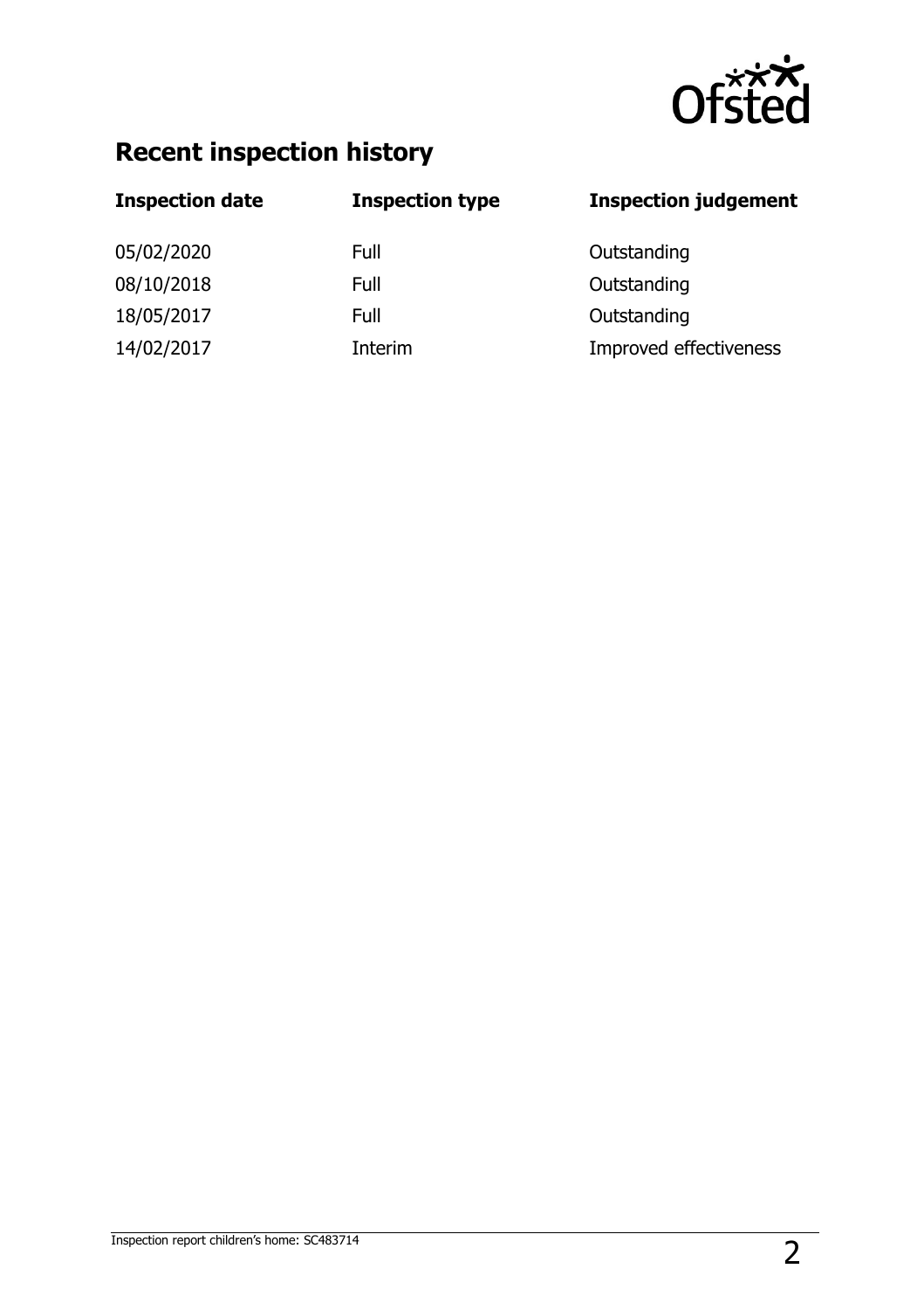## Recent inspection history

| Inspection date | Inspection type | Inspection judgement |
| --- | --- | --- |
| 05/02/2020 | Full | Outstanding |
| 08/10/2018 | Full | Outstanding |
| 18/05/2017 | Full | Outstanding |
| 14/02/2017 | Interim | Improved effectiveness |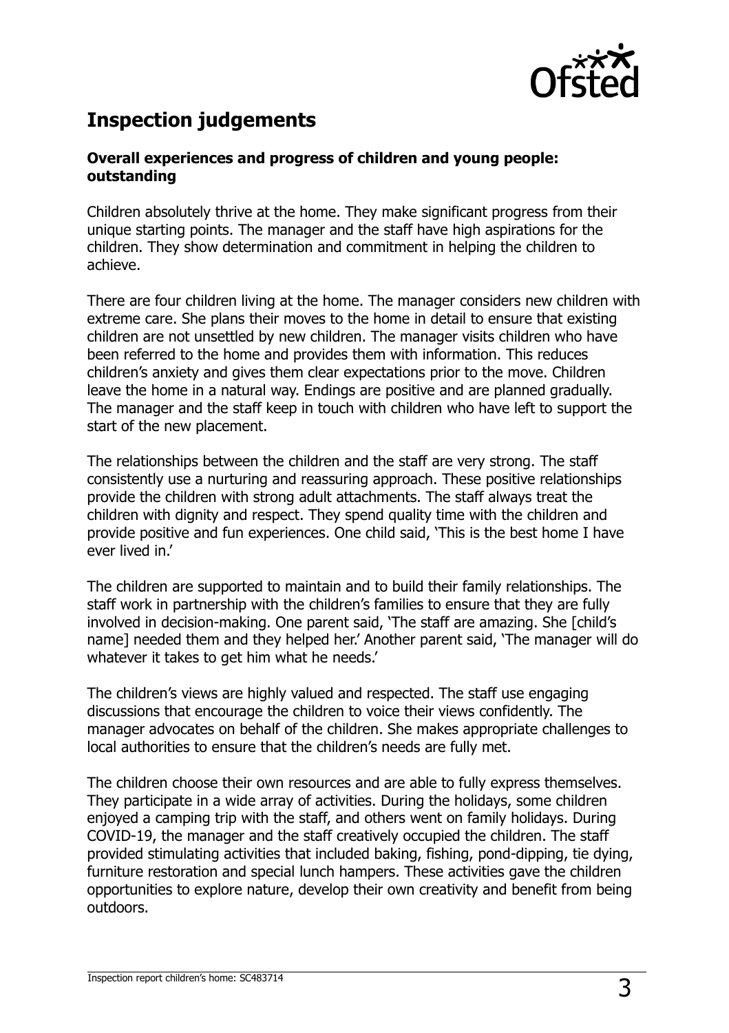## Inspection judgements

### Overall experiences and progress of children and young people: outstanding

Children absolutely thrive at the home. They make significant progress from their unique starting points. The manager and the staff have high aspirations for the children. They show determination and commitment in helping the children to achieve.

There are four children living at the home. The manager considers new children with extreme care. She plans their moves to the home in detail to ensure that existing children are not unsettled by new children. The manager visits children who have been referred to the home and provides them with information. This reduces children's anxiety and gives them clear expectations prior to the move. Children leave the home in a natural way. Endings are positive and are planned gradually. The manager and the staff keep in touch with children who have left to support the start of the new placement.

The relationships between the children and the staff are very strong. The staff consistently use a nurturing and reassuring approach. These positive relationships provide the children with strong adult attachments. The staff always treat the children with dignity and respect. They spend quality time with the children and provide positive and fun experiences. One child said, 'This is the best home I have ever lived in.'

The children are supported to maintain and to build their family relationships. The staff work in partnership with the children's families to ensure that they are fully involved in decision-making. One parent said, 'The staff are amazing. She [child's name] needed them and they helped her.' Another parent said, 'The manager will do whatever it takes to get him what he needs.'

The children's views are highly valued and respected. The staff use engaging discussions that encourage the children to voice their views confidently. The manager advocates on behalf of the children. She makes appropriate challenges to local authorities to ensure that the children's needs are fully met.

The children choose their own resources and are able to fully express themselves. They participate in a wide array of activities. During the holidays, some children enjoyed a camping trip with the staff, and others went on family holidays. During COVID-19, the manager and the staff creatively occupied the children. The staff provided stimulating activities that included baking, fishing, pond-dipping, tie dying, furniture restoration and special lunch hampers. These activities gave the children opportunities to explore nature, develop their own creativity and benefit from being outdoors.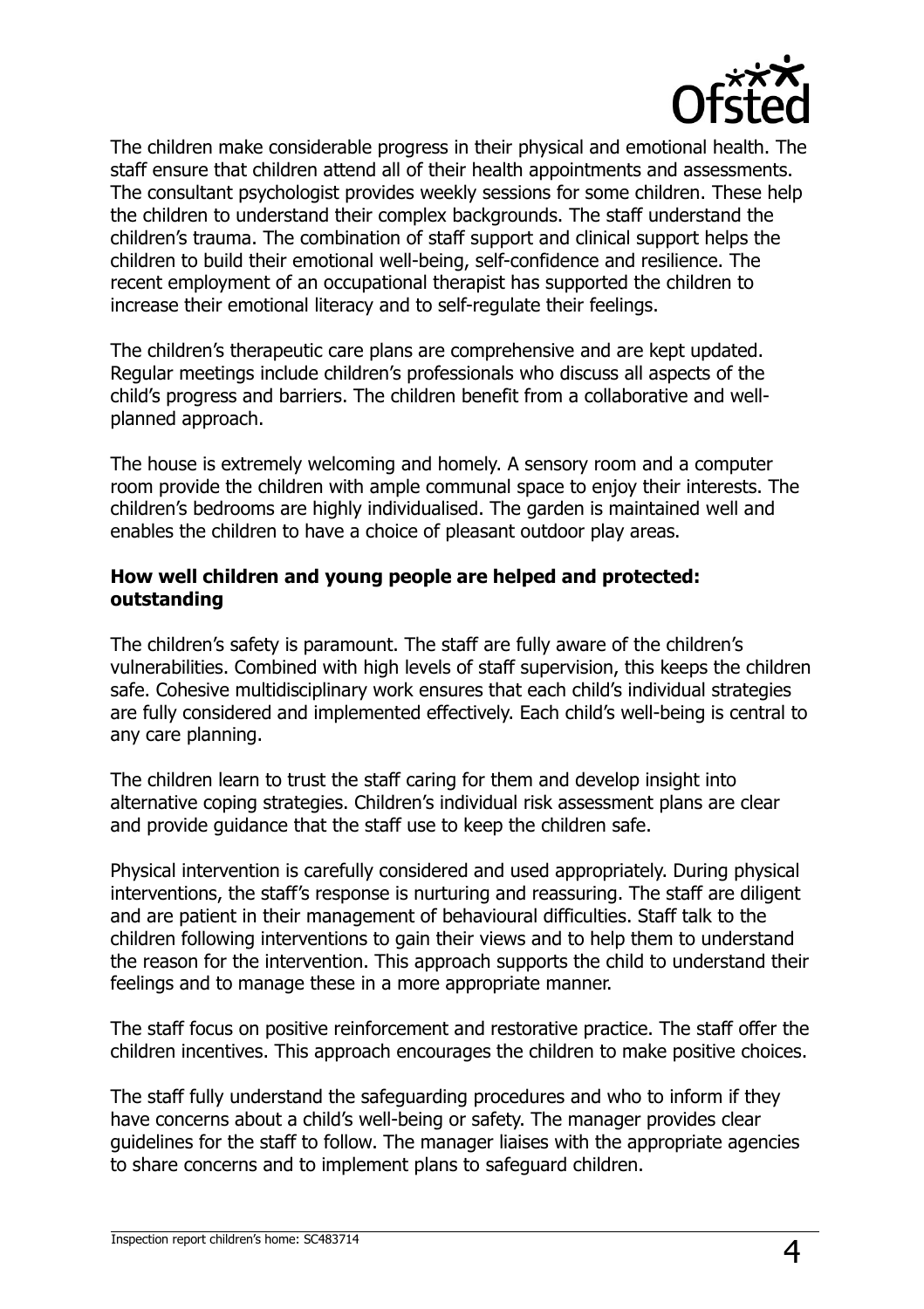The children make considerable progress in their physical and emotional health. The staff ensure that children attend all of their health appointments and assessments. The consultant psychologist provides weekly sessions for some children. These help the children to understand their complex backgrounds. The staff understand the children's trauma. The combination of staff support and clinical support helps the children to build their emotional well-being, self-confidence and resilience. The recent employment of an occupational therapist has supported the children to increase their emotional literacy and to self-regulate their feelings.

The children's therapeutic care plans are comprehensive and are kept updated. Regular meetings include children's professionals who discuss all aspects of the child's progress and barriers. The children benefit from a collaborative and well-planned approach.

The house is extremely welcoming and homely. A sensory room and a computer room provide the children with ample communal space to enjoy their interests. The children's bedrooms are highly individualised. The garden is maintained well and enables the children to have a choice of pleasant outdoor play areas.

**How well children and young people are helped and protected: outstanding**

The children's safety is paramount. The staff are fully aware of the children's vulnerabilities. Combined with high levels of staff supervision, this keeps the children safe. Cohesive multidisciplinary work ensures that each child's individual strategies are fully considered and implemented effectively. Each child's well-being is central to any care planning.

The children learn to trust the staff caring for them and develop insight into alternative coping strategies. Children's individual risk assessment plans are clear and provide guidance that the staff use to keep the children safe.

Physical intervention is carefully considered and used appropriately. During physical interventions, the staff's response is nurturing and reassuring. The staff are diligent and are patient in their management of behavioural difficulties. Staff talk to the children following interventions to gain their views and to help them to understand the reason for the intervention. This approach supports the child to understand their feelings and to manage these in a more appropriate manner.

The staff focus on positive reinforcement and restorative practice. The staff offer the children incentives. This approach encourages the children to make positive choices.

The staff fully understand the safeguarding procedures and who to inform if they have concerns about a child's well-being or safety. The manager provides clear guidelines for the staff to follow. The manager liaises with the appropriate agencies to share concerns and to implement plans to safeguard children.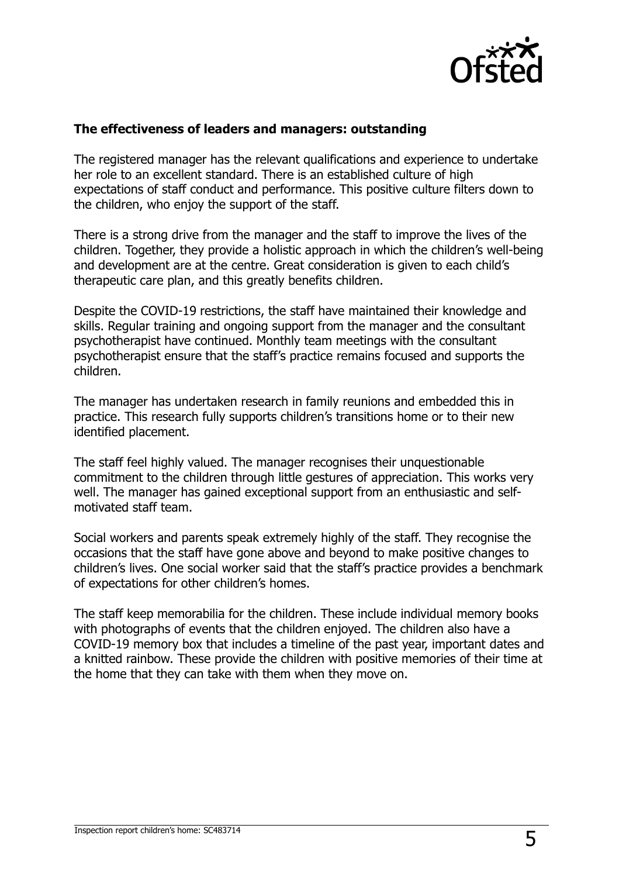**The effectiveness of leaders and managers: outstanding**

The registered manager has the relevant qualifications and experience to undertake her role to an excellent standard. There is an established culture of high expectations of staff conduct and performance. This positive culture filters down to the children, who enjoy the support of the staff.

There is a strong drive from the manager and the staff to improve the lives of the children. Together, they provide a holistic approach in which the children's well-being and development are at the centre. Great consideration is given to each child's therapeutic care plan, and this greatly benefits children.

Despite the COVID-19 restrictions, the staff have maintained their knowledge and skills. Regular training and ongoing support from the manager and the consultant psychotherapist have continued. Monthly team meetings with the consultant psychotherapist ensure that the staff's practice remains focused and supports the children.

The manager has undertaken research in family reunions and embedded this in practice. This research fully supports children's transitions home or to their new identified placement.

The staff feel highly valued. The manager recognises their unquestionable commitment to the children through little gestures of appreciation. This works very well. The manager has gained exceptional support from an enthusiastic and self-motivated staff team.

Social workers and parents speak extremely highly of the staff. They recognise the occasions that the staff have gone above and beyond to make positive changes to children's lives. One social worker said that the staff's practice provides a benchmark of expectations for other children's homes.

The staff keep memorabilia for the children. These include individual memory books with photographs of events that the children enjoyed. The children also have a COVID-19 memory box that includes a timeline of the past year, important dates and a knitted rainbow. These provide the children with positive memories of their time at the home that they can take with them when they move on.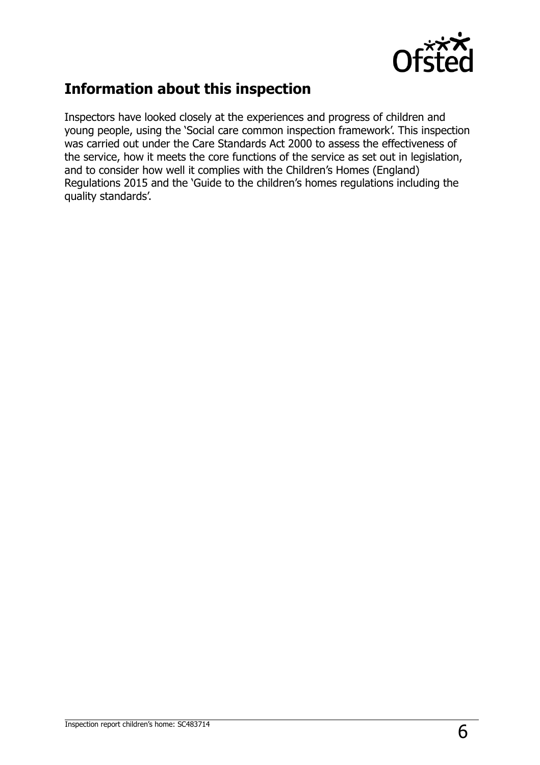## Information about this inspection

Inspectors have looked closely at the experiences and progress of children and young people, using the 'Social care common inspection framework'. This inspection was carried out under the Care Standards Act 2000 to assess the effectiveness of the service, how it meets the core functions of the service as set out in legislation, and to consider how well it complies with the Children's Homes (England) Regulations 2015 and the 'Guide to the children's homes regulations including the quality standards'.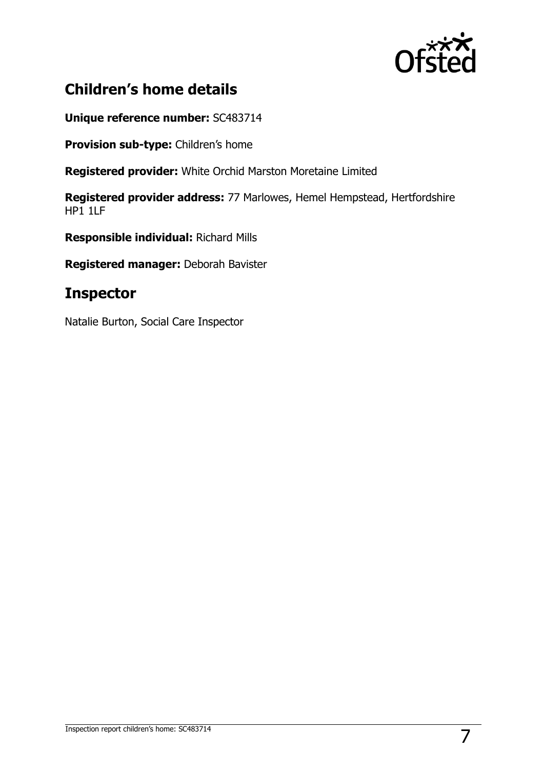## Children's home details

**Unique reference number:** SC483714

**Provision sub-type:** Children's home

**Registered provider:** White Orchid Marston Moretaine Limited

**Registered provider address:** 77 Marlowes, Hemel Hempstead, Hertfordshire HP1 1LF

**Responsible individual:** Richard Mills

**Registered manager:** Deborah Bavister

## Inspector

Natalie Burton, Social Care Inspector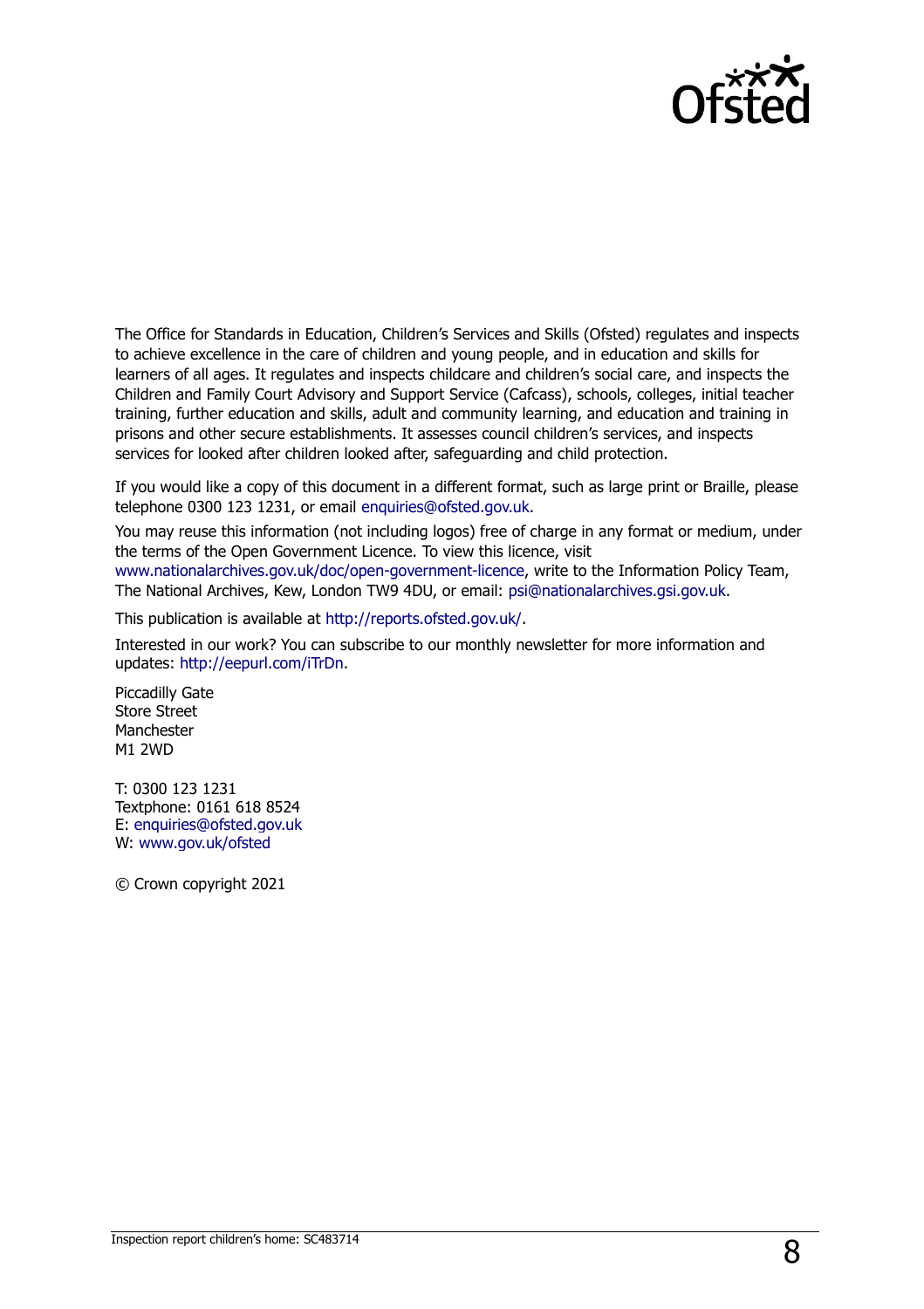The Office for Standards in Education, Children's Services and Skills (Ofsted) regulates and inspects to achieve excellence in the care of children and young people, and in education and skills for learners of all ages. It regulates and inspects childcare and children's social care, and inspects the Children and Family Court Advisory and Support Service (Cafcass), schools, colleges, initial teacher training, further education and skills, adult and community learning, and education and training in prisons and other secure establishments. It assesses council children's services, and inspects services for looked after children looked after, safeguarding and child protection.

If you would like a copy of this document in a different format, such as large print or Braille, please telephone 0300 123 1231, or email enquiries@ofsted.gov.uk.

You may reuse this information (not including logos) free of charge in any format or medium, under the terms of the Open Government Licence. To view this licence, visit www.nationalarchives.gov.uk/doc/open-government-licence, write to the Information Policy Team, The National Archives, Kew, London TW9 4DU, or email: psi@nationalarchives.gsi.gov.uk.

This publication is available at http://reports.ofsted.gov.uk/.

Interested in our work? You can subscribe to our monthly newsletter for more information and updates: http://eepurl.com/iTrDn.

Piccadilly Gate
Store Street
Manchester
M1 2WD

T: 0300 123 1231
Textphone: 0161 618 8524
E: enquiries@ofsted.gov.uk
W: www.gov.uk/ofsted

© Crown copyright 2021